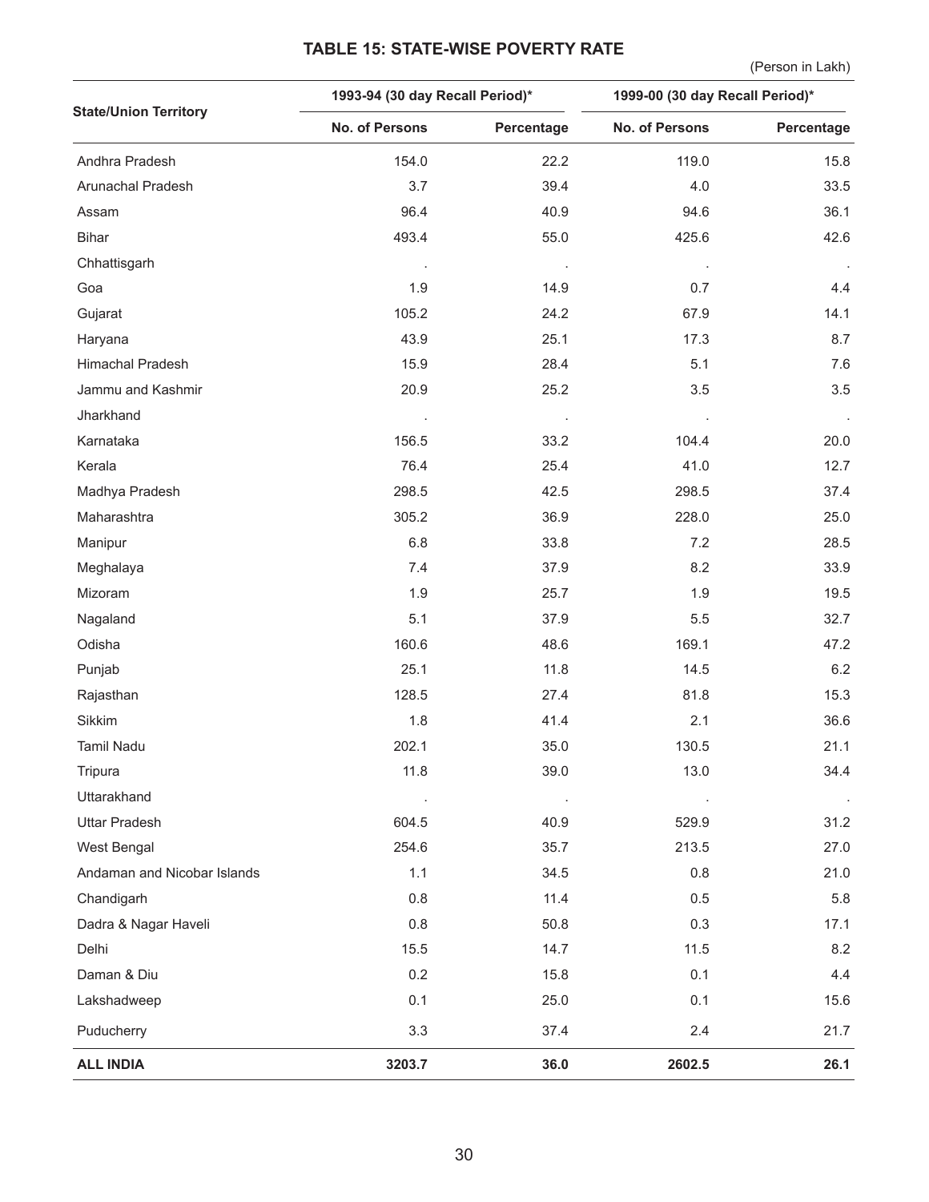### TABLE 15: STATE-WISE POVERTY RATE

(Person in Lakh)

| State/Union Territory | 1993-94 (30 day Recall Period)* | | 1999-00 (30 day Recall Period)* | |
|---|---|---|---|---|
| | No. of Persons | Percentage | No. of Persons | Percentage |
| Andhra Pradesh | 154.0 | 22.2 | 119.0 | 15.8 |
| Arunachal Pradesh | 3.7 | 39.4 | 4.0 | 33.5 |
| Assam | 96.4 | 40.9 | 94.6 | 36.1 |
| Bihar | 493.4 | 55.0 | 425.6 | 42.6 |
| Chhattisgarh | . | . | . | . |
| Goa | 1.9 | 14.9 | 0.7 | 4.4 |
| Gujarat | 105.2 | 24.2 | 67.9 | 14.1 |
| Haryana | 43.9 | 25.1 | 17.3 | 8.7 |
| Himachal Pradesh | 15.9 | 28.4 | 5.1 | 7.6 |
| Jammu and Kashmir | 20.9 | 25.2 | 3.5 | 3.5 |
| Jharkhand | . | . | . | . |
| Karnataka | 156.5 | 33.2 | 104.4 | 20.0 |
| Kerala | 76.4 | 25.4 | 41.0 | 12.7 |
| Madhya Pradesh | 298.5 | 42.5 | 298.5 | 37.4 |
| Maharashtra | 305.2 | 36.9 | 228.0 | 25.0 |
| Manipur | 6.8 | 33.8 | 7.2 | 28.5 |
| Meghalaya | 7.4 | 37.9 | 8.2 | 33.9 |
| Mizoram | 1.9 | 25.7 | 1.9 | 19.5 |
| Nagaland | 5.1 | 37.9 | 5.5 | 32.7 |
| Odisha | 160.6 | 48.6 | 169.1 | 47.2 |
| Punjab | 25.1 | 11.8 | 14.5 | 6.2 |
| Rajasthan | 128.5 | 27.4 | 81.8 | 15.3 |
| Sikkim | 1.8 | 41.4 | 2.1 | 36.6 |
| Tamil Nadu | 202.1 | 35.0 | 130.5 | 21.1 |
| Tripura | 11.8 | 39.0 | 13.0 | 34.4 |
| Uttarakhand | . | . | . | . |
| Uttar Pradesh | 604.5 | 40.9 | 529.9 | 31.2 |
| West Bengal | 254.6 | 35.7 | 213.5 | 27.0 |
| Andaman and Nicobar Islands | 1.1 | 34.5 | 0.8 | 21.0 |
| Chandigarh | 0.8 | 11.4 | 0.5 | 5.8 |
| Dadra & Nagar Haveli | 0.8 | 50.8 | 0.3 | 17.1 |
| Delhi | 15.5 | 14.7 | 11.5 | 8.2 |
| Daman & Diu | 0.2 | 15.8 | 0.1 | 4.4 |
| Lakshadweep | 0.1 | 25.0 | 0.1 | 15.6 |
| Puducherry | 3.3 | 37.4 | 2.4 | 21.7 |
| **ALL INDIA** | **3203.7** | **36.0** | **2602.5** | **26.1** |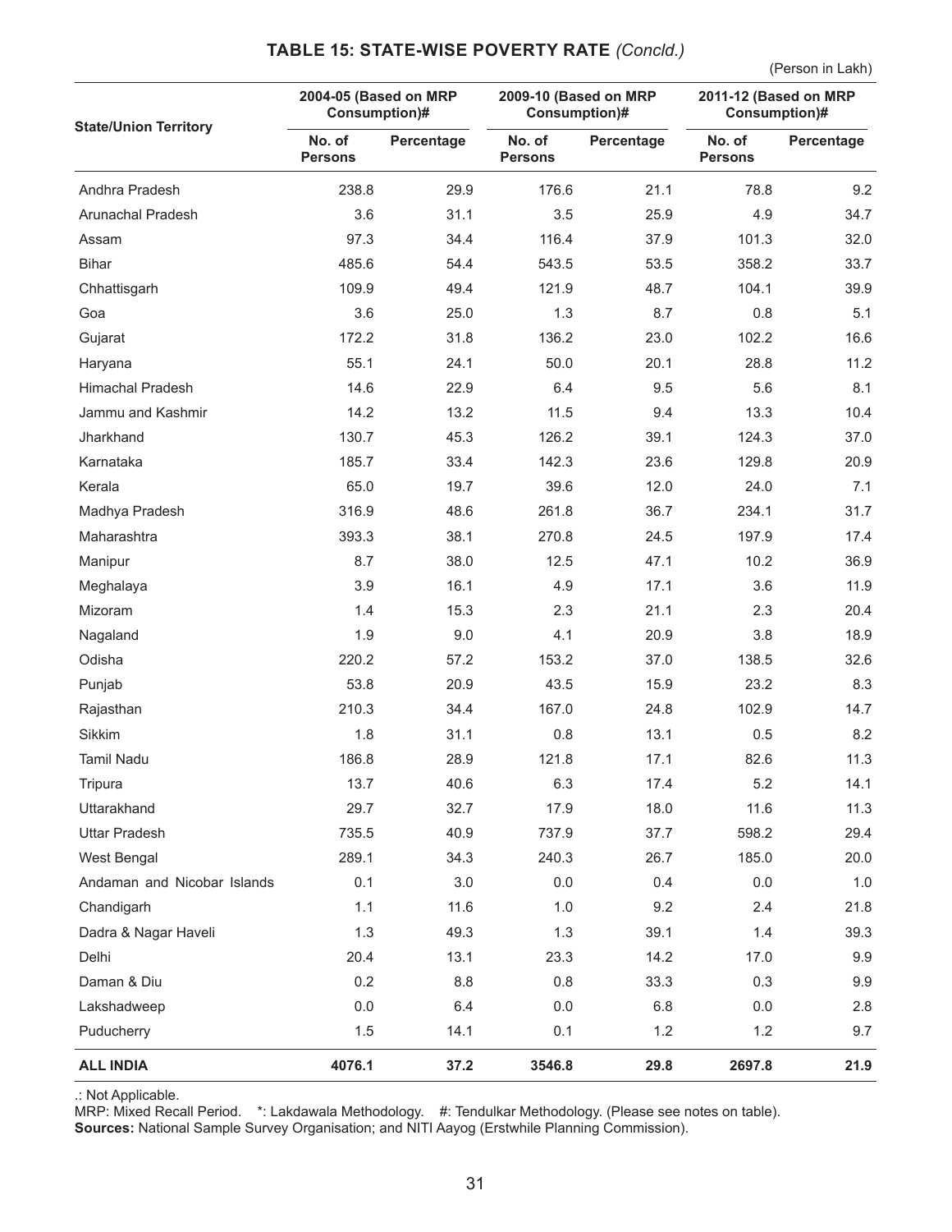## TABLE 15: STATE-WISE POVERTY RATE *(Concld.)*

(Person in Lakh)

| State/Union Territory | 2004-05 (Based on MRP Consumption)# | | 2009-10 (Based on MRP Consumption)# | | 2011-12 (Based on MRP Consumption)# | |
|---|---|---|---|---|---|---|
| | No. of Persons | Percentage | No. of Persons | Percentage | No. of Persons | Percentage |
| Andhra Pradesh | 238.8 | 29.9 | 176.6 | 21.1 | 78.8 | 9.2 |
| Arunachal Pradesh | 3.6 | 31.1 | 3.5 | 25.9 | 4.9 | 34.7 |
| Assam | 97.3 | 34.4 | 116.4 | 37.9 | 101.3 | 32.0 |
| Bihar | 485.6 | 54.4 | 543.5 | 53.5 | 358.2 | 33.7 |
| Chhattisgarh | 109.9 | 49.4 | 121.9 | 48.7 | 104.1 | 39.9 |
| Goa | 3.6 | 25.0 | 1.3 | 8.7 | 0.8 | 5.1 |
| Gujarat | 172.2 | 31.8 | 136.2 | 23.0 | 102.2 | 16.6 |
| Haryana | 55.1 | 24.1 | 50.0 | 20.1 | 28.8 | 11.2 |
| Himachal Pradesh | 14.6 | 22.9 | 6.4 | 9.5 | 5.6 | 8.1 |
| Jammu and Kashmir | 14.2 | 13.2 | 11.5 | 9.4 | 13.3 | 10.4 |
| Jharkhand | 130.7 | 45.3 | 126.2 | 39.1 | 124.3 | 37.0 |
| Karnataka | 185.7 | 33.4 | 142.3 | 23.6 | 129.8 | 20.9 |
| Kerala | 65.0 | 19.7 | 39.6 | 12.0 | 24.0 | 7.1 |
| Madhya Pradesh | 316.9 | 48.6 | 261.8 | 36.7 | 234.1 | 31.7 |
| Maharashtra | 393.3 | 38.1 | 270.8 | 24.5 | 197.9 | 17.4 |
| Manipur | 8.7 | 38.0 | 12.5 | 47.1 | 10.2 | 36.9 |
| Meghalaya | 3.9 | 16.1 | 4.9 | 17.1 | 3.6 | 11.9 |
| Mizoram | 1.4 | 15.3 | 2.3 | 21.1 | 2.3 | 20.4 |
| Nagaland | 1.9 | 9.0 | 4.1 | 20.9 | 3.8 | 18.9 |
| Odisha | 220.2 | 57.2 | 153.2 | 37.0 | 138.5 | 32.6 |
| Punjab | 53.8 | 20.9 | 43.5 | 15.9 | 23.2 | 8.3 |
| Rajasthan | 210.3 | 34.4 | 167.0 | 24.8 | 102.9 | 14.7 |
| Sikkim | 1.8 | 31.1 | 0.8 | 13.1 | 0.5 | 8.2 |
| Tamil Nadu | 186.8 | 28.9 | 121.8 | 17.1 | 82.6 | 11.3 |
| Tripura | 13.7 | 40.6 | 6.3 | 17.4 | 5.2 | 14.1 |
| Uttarakhand | 29.7 | 32.7 | 17.9 | 18.0 | 11.6 | 11.3 |
| Uttar Pradesh | 735.5 | 40.9 | 737.9 | 37.7 | 598.2 | 29.4 |
| West Bengal | 289.1 | 34.3 | 240.3 | 26.7 | 185.0 | 20.0 |
| Andaman and Nicobar Islands | 0.1 | 3.0 | 0.0 | 0.4 | 0.0 | 1.0 |
| Chandigarh | 1.1 | 11.6 | 1.0 | 9.2 | 2.4 | 21.8 |
| Dadra & Nagar Haveli | 1.3 | 49.3 | 1.3 | 39.1 | 1.4 | 39.3 |
| Delhi | 20.4 | 13.1 | 23.3 | 14.2 | 17.0 | 9.9 |
| Daman & Diu | 0.2 | 8.8 | 0.8 | 33.3 | 0.3 | 9.9 |
| Lakshadweep | 0.0 | 6.4 | 0.0 | 6.8 | 0.0 | 2.8 |
| Puducherry | 1.5 | 14.1 | 0.1 | 1.2 | 1.2 | 9.7 |
| **ALL INDIA** | **4076.1** | **37.2** | **3546.8** | **29.8** | **2697.8** | **21.9** |

.: Not Applicable.
MRP: Mixed Recall Period. *: Lakdawala Methodology. #: Tendulkar Methodology. (Please see notes on table).
**Sources:** National Sample Survey Organisation; and NITI Aayog (Erstwhile Planning Commission).